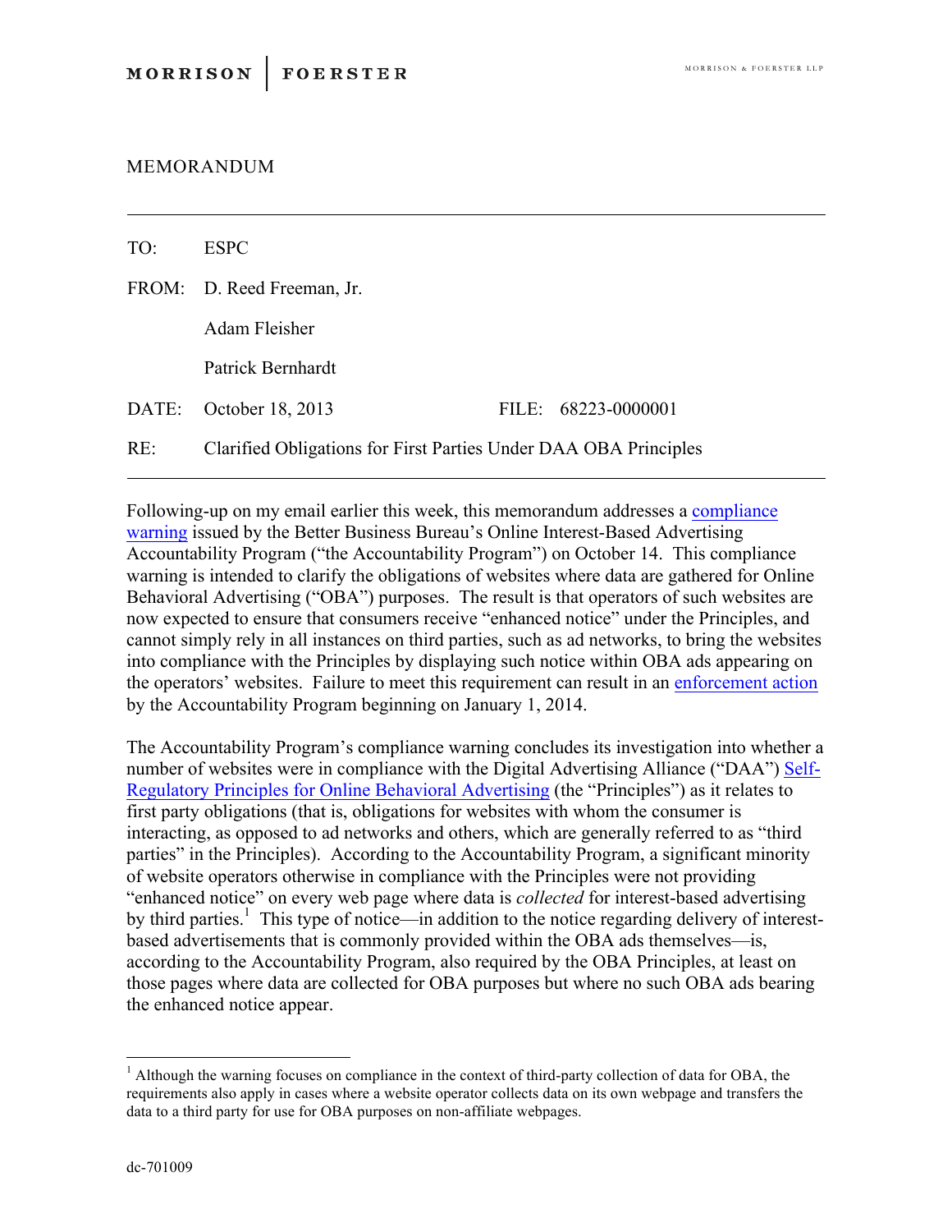MORRISON | FOERSTER

MORRISON & FOERSTER LLP

MEMORANDUM

---

TO: ESPC

FROM: D. Reed Freeman, Jr.

Adam Fleisher

Patrick Bernhardt

DATE: October 18, 2013 FILE: 68223-0000001

RE: Clarified Obligations for First Parties Under DAA OBA Principles

---

Following-up on my email earlier this week, this memorandum addresses a compliance warning issued by the Better Business Bureau's Online Interest-Based Advertising Accountability Program ("the Accountability Program") on October 14. This compliance warning is intended to clarify the obligations of websites where data are gathered for Online Behavioral Advertising ("OBA") purposes. The result is that operators of such websites are now expected to ensure that consumers receive "enhanced notice" under the Principles, and cannot simply rely in all instances on third parties, such as ad networks, to bring the websites into compliance with the Principles by displaying such notice within OBA ads appearing on the operators' websites. Failure to meet this requirement can result in an enforcement action by the Accountability Program beginning on January 1, 2014.

The Accountability Program's compliance warning concludes its investigation into whether a number of websites were in compliance with the Digital Advertising Alliance ("DAA") Self-Regulatory Principles for Online Behavioral Advertising (the "Principles") as it relates to first party obligations (that is, obligations for websites with whom the consumer is interacting, as opposed to ad networks and others, which are generally referred to as "third parties" in the Principles). According to the Accountability Program, a significant minority of website operators otherwise in compliance with the Principles were not providing "enhanced notice" on every web page where data is *collected* for interest-based advertising by third parties.[1] This type of notice—in addition to the notice regarding delivery of interest-based advertisements that is commonly provided within the OBA ads themselves—is, according to the Accountability Program, also required by the OBA Principles, at least on those pages where data are collected for OBA purposes but where no such OBA ads bearing the enhanced notice appear.

---

[1] Although the warning focuses on compliance in the context of third-party collection of data for OBA, the requirements also apply in cases where a website operator collects data on its own webpage and transfers the data to a third party for use for OBA purposes on non-affiliate webpages.

dc-701009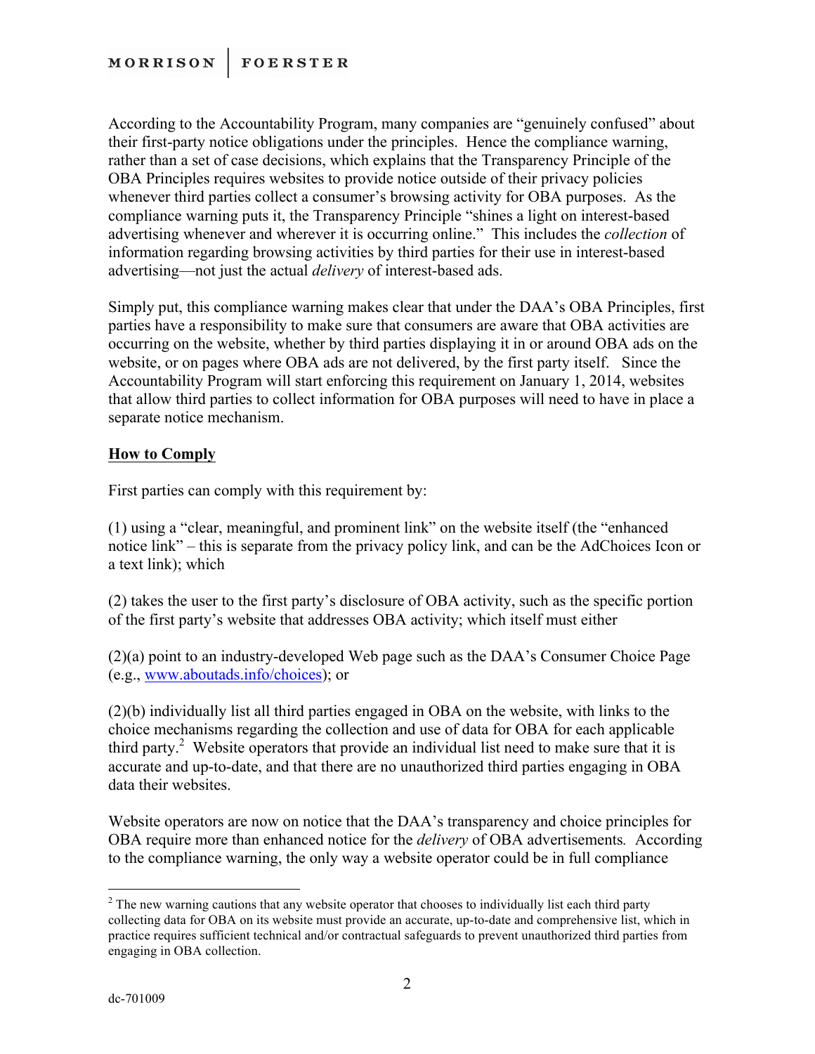According to the Accountability Program, many companies are "genuinely confused" about their first-party notice obligations under the principles. Hence the compliance warning, rather than a set of case decisions, which explains that the Transparency Principle of the OBA Principles requires websites to provide notice outside of their privacy policies whenever third parties collect a consumer's browsing activity for OBA purposes. As the compliance warning puts it, the Transparency Principle "shines a light on interest-based advertising whenever and wherever it is occurring online." This includes the *collection* of information regarding browsing activities by third parties for their use in interest-based advertising—not just the actual *delivery* of interest-based ads.

Simply put, this compliance warning makes clear that under the DAA's OBA Principles, first parties have a responsibility to make sure that consumers are aware that OBA activities are occurring on the website, whether by third parties displaying it in or around OBA ads on the website, or on pages where OBA ads are not delivered, by the first party itself. Since the Accountability Program will start enforcing this requirement on January 1, 2014, websites that allow third parties to collect information for OBA purposes will need to have in place a separate notice mechanism.

**<u>How to Comply</u>**

First parties can comply with this requirement by:

(1) using a "clear, meaningful, and prominent link" on the website itself (the "enhanced notice link" – this is separate from the privacy policy link, and can be the AdChoices Icon or a text link); which

(2) takes the user to the first party's disclosure of OBA activity, such as the specific portion of the first party's website that addresses OBA activity; which itself must either

(2)(a) point to an industry-developed Web page such as the DAA's Consumer Choice Page (e.g., [www.aboutads.info/choices](http://www.aboutads.info/choices)); or

(2)(b) individually list all third parties engaged in OBA on the website, with links to the choice mechanisms regarding the collection and use of data for OBA for each applicable third party.[2] Website operators that provide an individual list need to make sure that it is accurate and up-to-date, and that there are no unauthorized third parties engaging in OBA data their websites.

Website operators are now on notice that the DAA's transparency and choice principles for OBA require more than enhanced notice for the *delivery* of OBA advertisements*.* According to the compliance warning, the only way a website operator could be in full compliance

---

[2] The new warning cautions that any website operator that chooses to individually list each third party collecting data for OBA on its website must provide an accurate, up-to-date and comprehensive list, which in practice requires sufficient technical and/or contractual safeguards to prevent unauthorized third parties from engaging in OBA collection.

dc-701009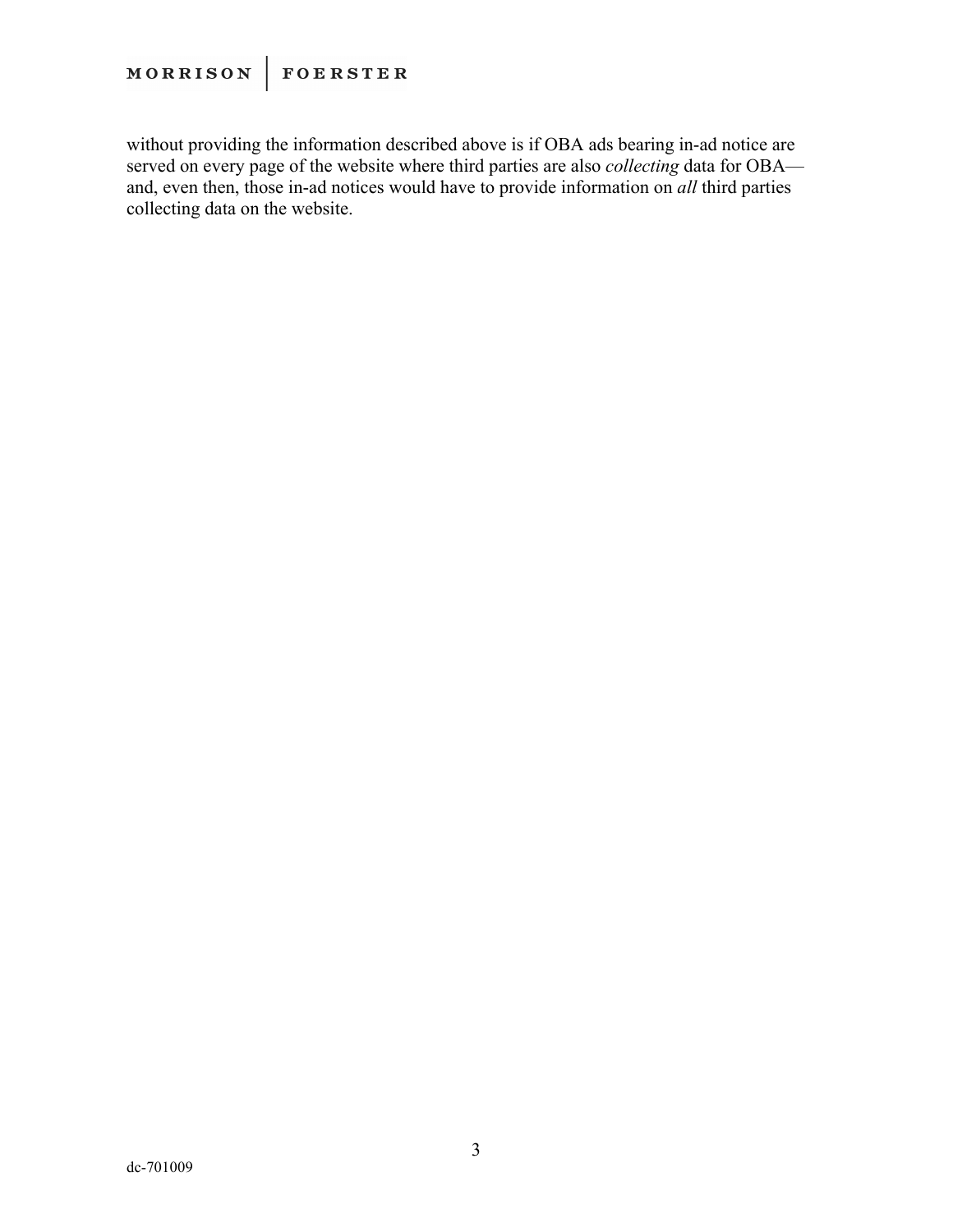without providing the information described above is if OBA ads bearing in-ad notice are served on every page of the website where third parties are also *collecting* data for OBA—and, even then, those in-ad notices would have to provide information on *all* third parties collecting data on the website.